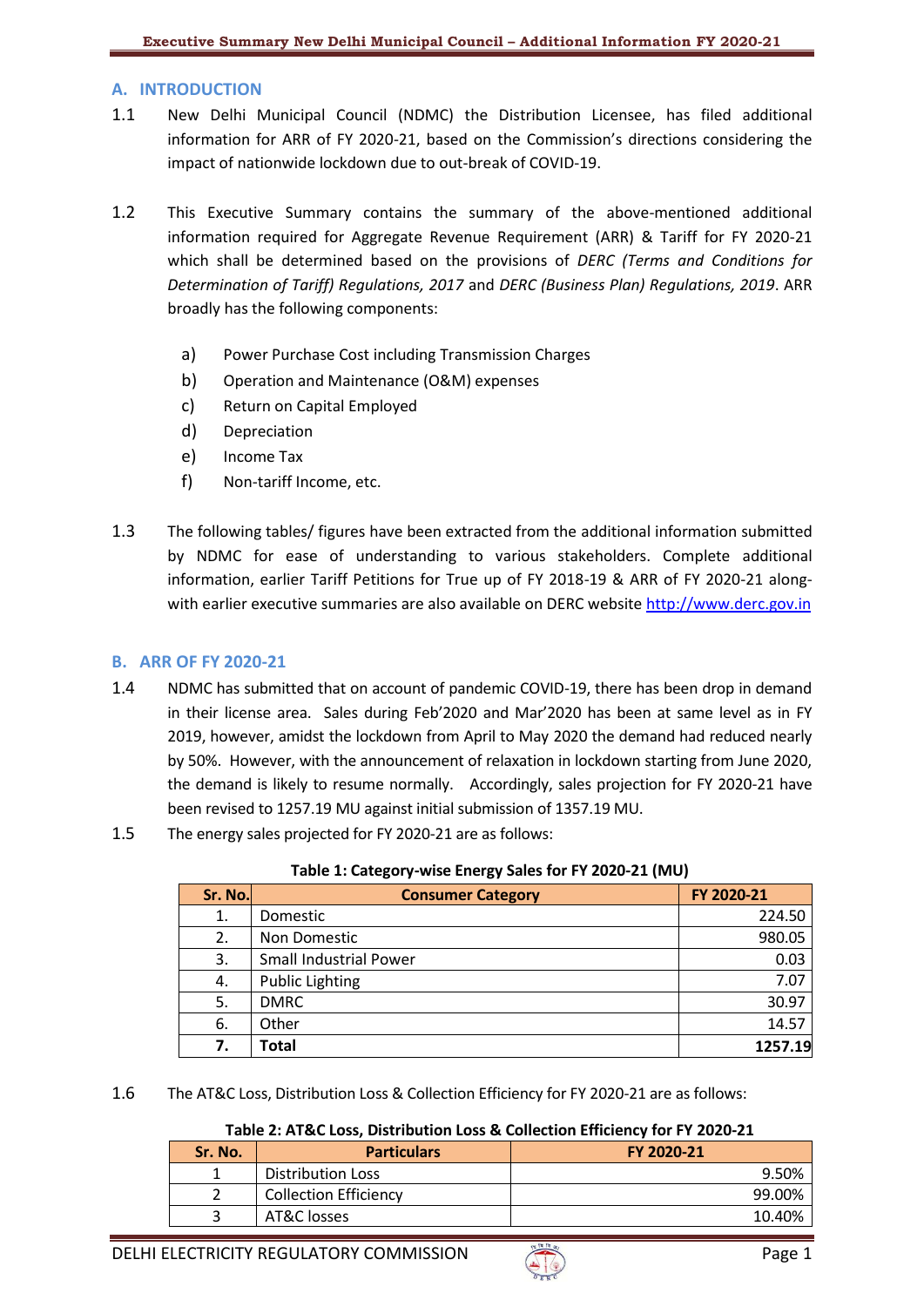## A. INTRODUCTION

1.1 New Delhi Municipal Council (NDMC) the Distribution Licensee, has filed additional information for ARR of FY 2020-21, based on the Commission's directions considering the impact of nationwide lockdown due to out-break of COVID-19.

1.2 This Executive Summary contains the summary of the above-mentioned additional information required for Aggregate Revenue Requirement (ARR) & Tariff for FY 2020-21 which shall be determined based on the provisions of *DERC (Terms and Conditions for Determination of Tariff) Regulations, 2017* and *DERC (Business Plan) Regulations, 2019*. ARR broadly has the following components:

a) Power Purchase Cost including Transmission Charges
b) Operation and Maintenance (O&M) expenses
c) Return on Capital Employed
d) Depreciation
e) Income Tax
f) Non-tariff Income, etc.

1.3 The following tables/ figures have been extracted from the additional information submitted by NDMC for ease of understanding to various stakeholders. Complete additional information, earlier Tariff Petitions for True up of FY 2018-19 & ARR of FY 2020-21 along-with earlier executive summaries are also available on DERC website http://www.derc.gov.in

## B. ARR OF FY 2020-21

1.4 NDMC has submitted that on account of pandemic COVID-19, there has been drop in demand in their license area. Sales during Feb'2020 and Mar'2020 has been at same level as in FY 2019, however, amidst the lockdown from April to May 2020 the demand had reduced nearly by 50%. However, with the announcement of relaxation in lockdown starting from June 2020, the demand is likely to resume normally. Accordingly, sales projection for FY 2020-21 have been revised to 1257.19 MU against initial submission of 1357.19 MU.

1.5 The energy sales projected for FY 2020-21 are as follows:

**Table 1: Category-wise Energy Sales for FY 2020-21 (MU)**

| Sr. No. | Consumer Category | FY 2020-21 |
|---|---|---|
| 1. | Domestic | 224.50 |
| 2. | Non Domestic | 980.05 |
| 3. | Small Industrial Power | 0.03 |
| 4. | Public Lighting | 7.07 |
| 5. | DMRC | 30.97 |
| 6. | Other | 14.57 |
| **7.** | **Total** | **1257.19** |

1.6 The AT&C Loss, Distribution Loss & Collection Efficiency for FY 2020-21 are as follows:

**Table 2: AT&C Loss, Distribution Loss & Collection Efficiency for FY 2020-21**

| Sr. No. | Particulars | FY 2020-21 |
|---|---|---|
| 1 | Distribution Loss | 9.50% |
| 2 | Collection Efficiency | 99.00% |
| 3 | AT&C losses | 10.40% |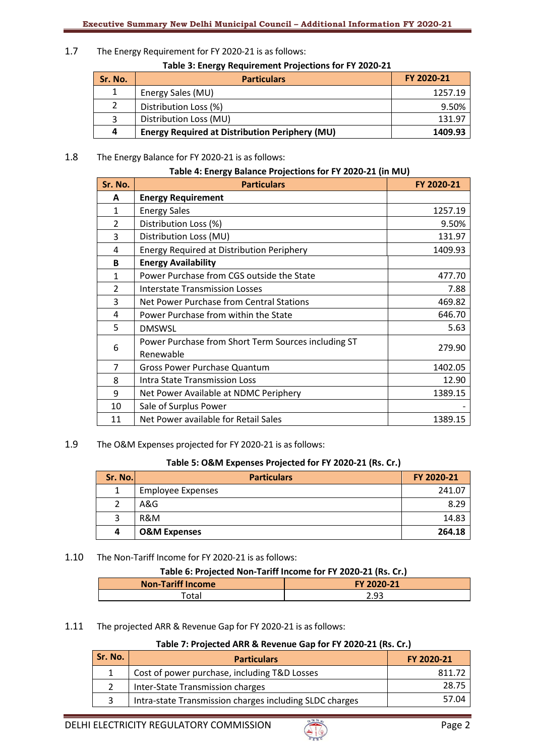1.7 The Energy Requirement for FY 2020-21 is as follows:

**Table 3: Energy Requirement Projections for FY 2020-21**

| Sr. No. | Particulars | FY 2020-21 |
|---|---|---|
| 1 | Energy Sales (MU) | 1257.19 |
| 2 | Distribution Loss (%) | 9.50% |
| 3 | Distribution Loss (MU) | 131.97 |
| **4** | **Energy Required at Distribution Periphery (MU)** | **1409.93** |

1.8 The Energy Balance for FY 2020-21 is as follows:

**Table 4: Energy Balance Projections for FY 2020-21 (in MU)**

| Sr. No. | Particulars | FY 2020-21 |
|---|---|---|
| **A** | **Energy Requirement** | |
| 1 | Energy Sales | 1257.19 |
| 2 | Distribution Loss (%) | 9.50% |
| 3 | Distribution Loss (MU) | 131.97 |
| 4 | Energy Required at Distribution Periphery | 1409.93 |
| **B** | **Energy Availability** | |
| 1 | Power Purchase from CGS outside the State | 477.70 |
| 2 | Interstate Transmission Losses | 7.88 |
| 3 | Net Power Purchase from Central Stations | 469.82 |
| 4 | Power Purchase from within the State | 646.70 |
| 5 | DMSWSL | 5.63 |
| 6 | Power Purchase from Short Term Sources including ST Renewable | 279.90 |
| 7 | Gross Power Purchase Quantum | 1402.05 |
| 8 | Intra State Transmission Loss | 12.90 |
| 9 | Net Power Available at NDMC Periphery | 1389.15 |
| 10 | Sale of Surplus Power | - |
| 11 | Net Power available for Retail Sales | 1389.15 |

1.9 The O&M Expenses projected for FY 2020-21 is as follows:

**Table 5: O&M Expenses Projected for FY 2020-21 (Rs. Cr.)**

| Sr. No. | Particulars | FY 2020-21 |
|---|---|---|
| 1 | Employee Expenses | 241.07 |
| 2 | A&G | 8.29 |
| 3 | R&M | 14.83 |
| **4** | **O&M Expenses** | **264.18** |

1.10 The Non-Tariff Income for FY 2020-21 is as follows:

**Table 6: Projected Non-Tariff Income for FY 2020-21 (Rs. Cr.)**

| Non-Tariff Income | FY 2020-21 |
|---|---|
| Total | 2.93 |

1.11 The projected ARR & Revenue Gap for FY 2020-21 is as follows:

**Table 7: Projected ARR & Revenue Gap for FY 2020-21 (Rs. Cr.)**

| Sr. No. | Particulars | FY 2020-21 |
|---|---|---|
| 1 | Cost of power purchase, including T&D Losses | 811.72 |
| 2 | Inter-State Transmission charges | 28.75 |
| 3 | Intra-state Transmission charges including SLDC charges | 57.04 |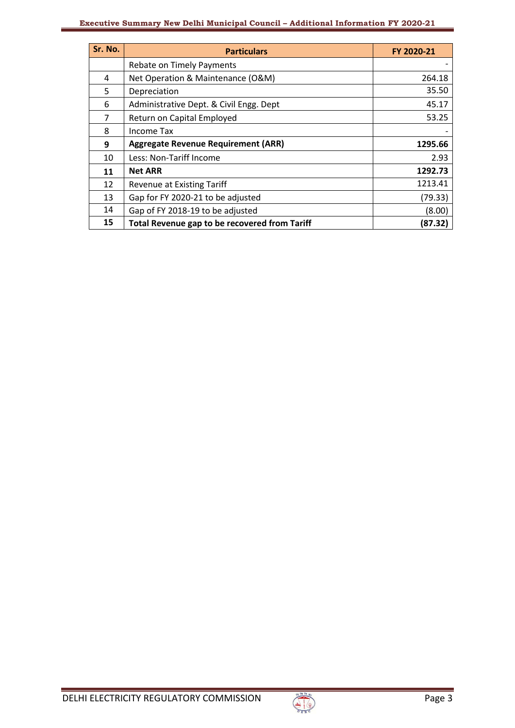| Sr. No. | Particulars | FY 2020-21 |
|---|---|---|
| | Rebate on Timely Payments | - |
| 4 | Net Operation & Maintenance (O&M) | 264.18 |
| 5 | Depreciation | 35.50 |
| 6 | Administrative Dept. & Civil Engg. Dept | 45.17 |
| 7 | Return on Capital Employed | 53.25 |
| 8 | Income Tax | - |
| **9** | **Aggregate Revenue Requirement (ARR)** | **1295.66** |
| 10 | Less: Non-Tariff Income | 2.93 |
| **11** | **Net ARR** | **1292.73** |
| 12 | Revenue at Existing Tariff | 1213.41 |
| 13 | Gap for FY 2020-21 to be adjusted | (79.33) |
| 14 | Gap of FY 2018-19 to be adjusted | (8.00) |
| **15** | **Total Revenue gap to be recovered from Tariff** | **(87.32)** |